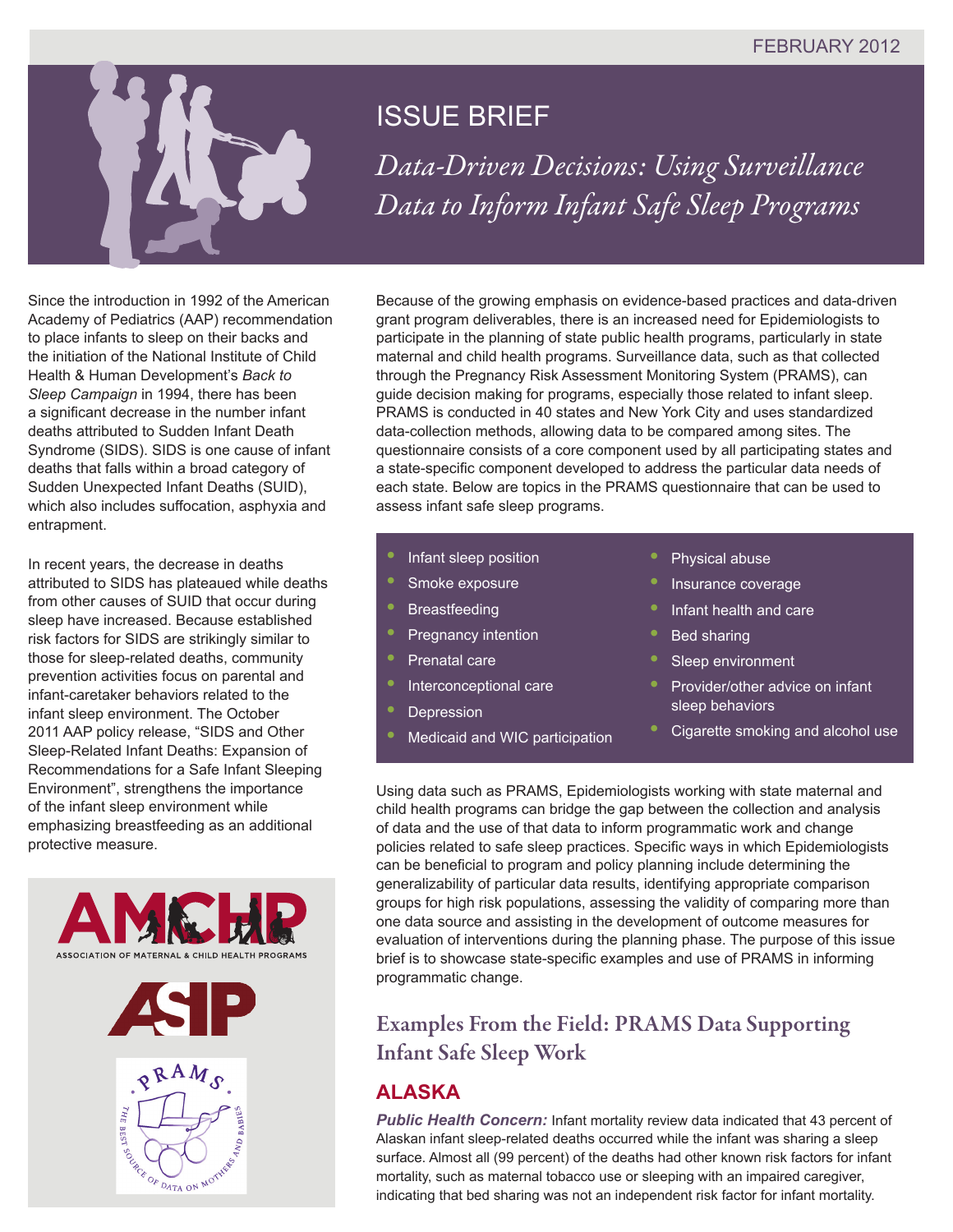FEBRUARY 2012

# ISSUE BRIEF

## *Data-Driven Decisions: Using Surveillance Data to Inform Infant Safe Sleep Programs*

Since the introduction in 1992 of the American Academy of Pediatrics (AAP) recommendation to place infants to sleep on their backs and the initiation of the National Institute of Child Health & Human Development's *Back to Sleep Campaign* in 1994, there has been a significant decrease in the number infant deaths attributed to Sudden Infant Death Syndrome (SIDS). SIDS is one cause of infant deaths that falls within a broad category of Sudden Unexpected Infant Deaths (SUID), which also includes suffocation, asphyxia and entrapment.

In recent years, the decrease in deaths attributed to SIDS has plateaued while deaths from other causes of SUID that occur during sleep have increased. Because established risk factors for SIDS are strikingly similar to those for sleep-related deaths, community prevention activities focus on parental and infant-caretaker behaviors related to the infant sleep environment. The October 2011 AAP policy release, "SIDS and Other Sleep-Related Infant Deaths: Expansion of Recommendations for a Safe Infant Sleeping Environment", strengthens the importance of the infant sleep environment while emphasizing breastfeeding as an additional protective measure.

AMCHP — ASSOCIATION OF MATERNAL & CHILD HEALTH PROGRAMS

ASIP

PRAMS — THE BEST SOURCE OF DATA ON MOTHERS AND BABIES

Because of the growing emphasis on evidence-based practices and data-driven grant program deliverables, there is an increased need for Epidemiologists to participate in the planning of state public health programs, particularly in state maternal and child health programs. Surveillance data, such as that collected through the Pregnancy Risk Assessment Monitoring System (PRAMS), can guide decision making for programs, especially those related to infant sleep. PRAMS is conducted in 40 states and New York City and uses standardized data-collection methods, allowing data to be compared among sites. The questionnaire consists of a core component used by all participating states and a state-specific component developed to address the particular data needs of each state. Below are topics in the PRAMS questionnaire that can be used to assess infant safe sleep programs.

- Infant sleep position
- Smoke exposure
- Breastfeeding
- Pregnancy intention
- Prenatal care
- Interconceptional care
- Depression
- Medicaid and WIC participation
- Physical abuse
- Insurance coverage
- Infant health and care
- Bed sharing
- Sleep environment
- Provider/other advice on infant sleep behaviors
- Cigarette smoking and alcohol use

Using data such as PRAMS, Epidemiologists working with state maternal and child health programs can bridge the gap between the collection and analysis of data and the use of that data to inform programmatic work and change policies related to safe sleep practices. Specific ways in which Epidemiologists can be beneficial to program and policy planning include determining the generalizability of particular data results, identifying appropriate comparison groups for high risk populations, assessing the validity of comparing more than one data source and assisting in the development of outcome measures for evaluation of interventions during the planning phase. The purpose of this issue brief is to showcase state-specific examples and use of PRAMS in informing programmatic change.

## Examples From the Field: PRAMS Data Supporting Infant Safe Sleep Work

### ALASKA

***Public Health Concern:*** Infant mortality review data indicated that 43 percent of Alaskan infant sleep-related deaths occurred while the infant was sharing a sleep surface. Almost all (99 percent) of the deaths had other known risk factors for infant mortality, such as maternal tobacco use or sleeping with an impaired caregiver, indicating that bed sharing was not an independent risk factor for infant mortality.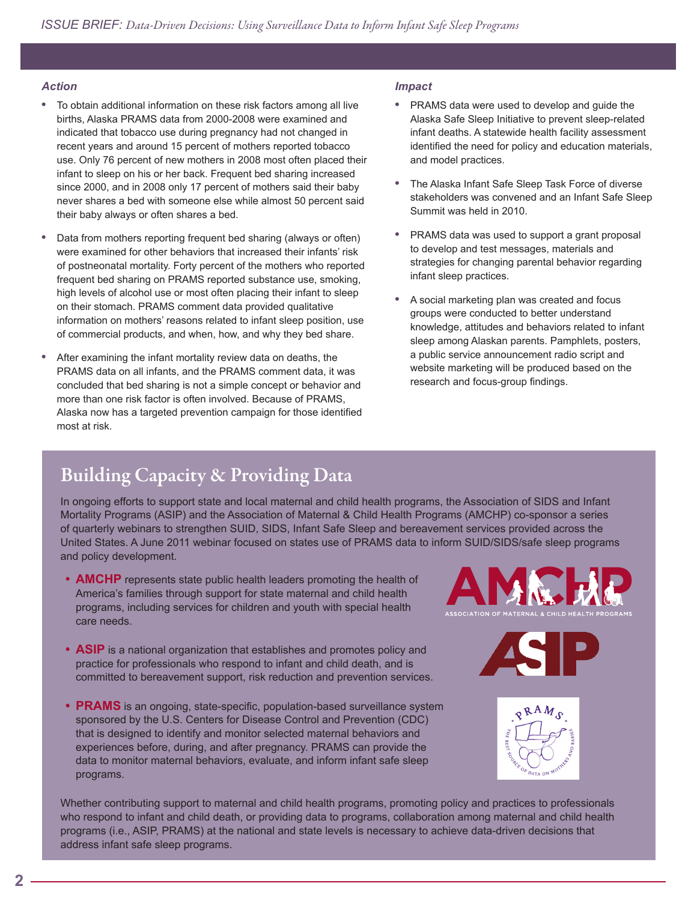### *Action*

- To obtain additional information on these risk factors among all live births, Alaska PRAMS data from 2000-2008 were examined and indicated that tobacco use during pregnancy had not changed in recent years and around 15 percent of mothers reported tobacco use. Only 76 percent of new mothers in 2008 most often placed their infant to sleep on his or her back. Frequent bed sharing increased since 2000, and in 2008 only 17 percent of mothers said their baby never shares a bed with someone else while almost 50 percent said their baby always or often shares a bed.
- Data from mothers reporting frequent bed sharing (always or often) were examined for other behaviors that increased their infants' risk of postneonatal mortality. Forty percent of the mothers who reported frequent bed sharing on PRAMS reported substance use, smoking, high levels of alcohol use or most often placing their infant to sleep on their stomach. PRAMS comment data provided qualitative information on mothers' reasons related to infant sleep position, use of commercial products, and when, how, and why they bed share.
- After examining the infant mortality review data on deaths, the PRAMS data on all infants, and the PRAMS comment data, it was concluded that bed sharing is not a simple concept or behavior and more than one risk factor is often involved. Because of PRAMS, Alaska now has a targeted prevention campaign for those identified most at risk.

### *Impact*

- PRAMS data were used to develop and guide the Alaska Safe Sleep Initiative to prevent sleep-related infant deaths. A statewide health facility assessment identified the need for policy and education materials, and model practices.
- The Alaska Infant Safe Sleep Task Force of diverse stakeholders was convened and an Infant Safe Sleep Summit was held in 2010.
- PRAMS data was used to support a grant proposal to develop and test messages, materials and strategies for changing parental behavior regarding infant sleep practices.
- A social marketing plan was created and focus groups were conducted to better understand knowledge, attitudes and behaviors related to infant sleep among Alaskan parents. Pamphlets, posters, a public service announcement radio script and website marketing will be produced based on the research and focus-group findings.

## Building Capacity & Providing Data

In ongoing efforts to support state and local maternal and child health programs, the Association of SIDS and Infant Mortality Programs (ASIP) and the Association of Maternal & Child Health Programs (AMCHP) co-sponsor a series of quarterly webinars to strengthen SUID, SIDS, Infant Safe Sleep and bereavement services provided across the United States. A June 2011 webinar focused on states use of PRAMS data to inform SUID/SIDS/safe sleep programs and policy development.

- **AMCHP** represents state public health leaders promoting the health of America's families through support for state maternal and child health programs, including services for children and youth with special health care needs.
- **ASIP** is a national organization that establishes and promotes policy and practice for professionals who respond to infant and child death, and is committed to bereavement support, risk reduction and prevention services.
- **PRAMS** is an ongoing, state-specific, population-based surveillance system sponsored by the U.S. Centers for Disease Control and Prevention (CDC) that is designed to identify and monitor selected maternal behaviors and experiences before, during, and after pregnancy. PRAMS can provide the data to monitor maternal behaviors, evaluate, and inform infant safe sleep programs.

Whether contributing support to maternal and child health programs, promoting policy and practices to professionals who respond to infant and child death, or providing data to programs, collaboration among maternal and child health programs (i.e., ASIP, PRAMS) at the national and state levels is necessary to achieve data-driven decisions that address infant safe sleep programs.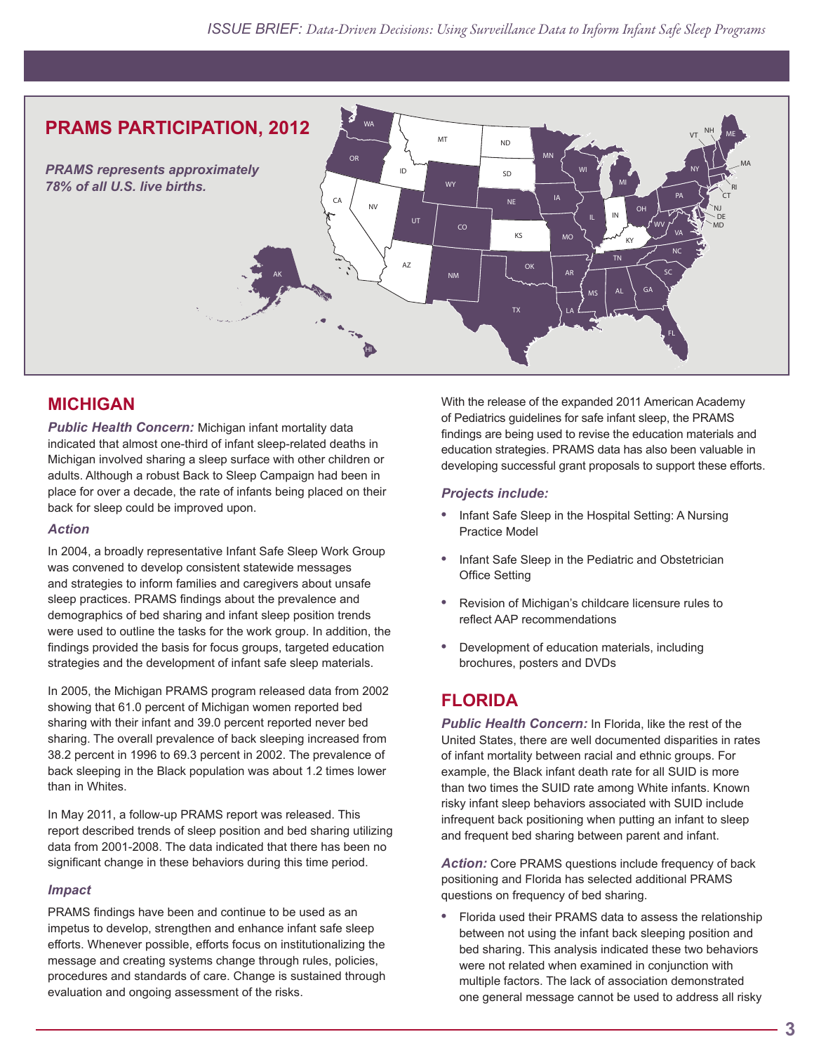## PRAMS PARTICIPATION, 2012

*PRAMS represents approximately 78% of all U.S. live births.*

## MICHIGAN

***Public Health Concern:*** Michigan infant mortality data indicated that almost one-third of infant sleep-related deaths in Michigan involved sharing a sleep surface with other children or adults. Although a robust Back to Sleep Campaign had been in place for over a decade, the rate of infants being placed on their back for sleep could be improved upon.

### *Action*

In 2004, a broadly representative Infant Safe Sleep Work Group was convened to develop consistent statewide messages and strategies to inform families and caregivers about unsafe sleep practices. PRAMS findings about the prevalence and demographics of bed sharing and infant sleep position trends were used to outline the tasks for the work group. In addition, the findings provided the basis for focus groups, targeted education strategies and the development of infant safe sleep materials.

In 2005, the Michigan PRAMS program released data from 2002 showing that 61.0 percent of Michigan women reported bed sharing with their infant and 39.0 percent reported never bed sharing. The overall prevalence of back sleeping increased from 38.2 percent in 1996 to 69.3 percent in 2002. The prevalence of back sleeping in the Black population was about 1.2 times lower than in Whites.

In May 2011, a follow-up PRAMS report was released. This report described trends of sleep position and bed sharing utilizing data from 2001-2008. The data indicated that there has been no significant change in these behaviors during this time period.

### *Impact*

PRAMS findings have been and continue to be used as an impetus to develop, strengthen and enhance infant safe sleep efforts. Whenever possible, efforts focus on institutionalizing the message and creating systems change through rules, policies, procedures and standards of care. Change is sustained through evaluation and ongoing assessment of the risks.

With the release of the expanded 2011 American Academy of Pediatrics guidelines for safe infant sleep, the PRAMS findings are being used to revise the education materials and education strategies. PRAMS data has also been valuable in developing successful grant proposals to support these efforts.

### *Projects include:*

- Infant Safe Sleep in the Hospital Setting: A Nursing Practice Model
- Infant Safe Sleep in the Pediatric and Obstetrician Office Setting
- Revision of Michigan's childcare licensure rules to reflect AAP recommendations
- Development of education materials, including brochures, posters and DVDs

## FLORIDA

***Public Health Concern:*** In Florida, like the rest of the United States, there are well documented disparities in rates of infant mortality between racial and ethnic groups. For example, the Black infant death rate for all SUID is more than two times the SUID rate among White infants. Known risky infant sleep behaviors associated with SUID include infrequent back positioning when putting an infant to sleep and frequent bed sharing between parent and infant.

***Action:*** Core PRAMS questions include frequency of back positioning and Florida has selected additional PRAMS questions on frequency of bed sharing.

- Florida used their PRAMS data to assess the relationship between not using the infant back sleeping position and bed sharing. This analysis indicated these two behaviors were not related when examined in conjunction with multiple factors. The lack of association demonstrated one general message cannot be used to address all risky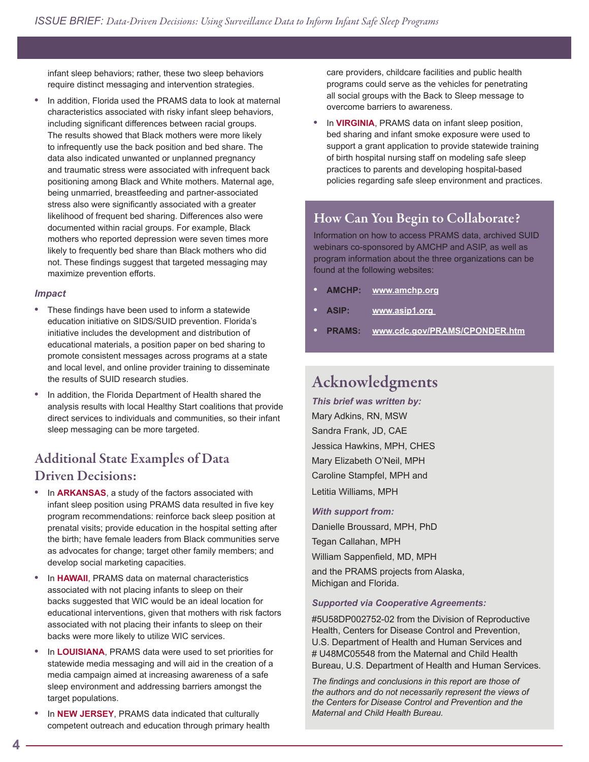infant sleep behaviors; rather, these two sleep behaviors require distinct messaging and intervention strategies.

- In addition, Florida used the PRAMS data to look at maternal characteristics associated with risky infant sleep behaviors, including significant differences between racial groups. The results showed that Black mothers were more likely to infrequently use the back position and bed share. The data also indicated unwanted or unplanned pregnancy and traumatic stress were associated with infrequent back positioning among Black and White mothers. Maternal age, being unmarried, breastfeeding and partner-associated stress also were significantly associated with a greater likelihood of frequent bed sharing. Differences also were documented within racial groups. For example, Black mothers who reported depression were seven times more likely to frequently bed share than Black mothers who did not. These findings suggest that targeted messaging may maximize prevention efforts.

***Impact***

- These findings have been used to inform a statewide education initiative on SIDS/SUID prevention. Florida's initiative includes the development and distribution of educational materials, a position paper on bed sharing to promote consistent messages across programs at a state and local level, and online provider training to disseminate the results of SUID research studies.
- In addition, the Florida Department of Health shared the analysis results with local Healthy Start coalitions that provide direct services to individuals and communities, so their infant sleep messaging can be more targeted.

## Additional State Examples of Data Driven Decisions:

- In **ARKANSAS**, a study of the factors associated with infant sleep position using PRAMS data resulted in five key program recommendations: reinforce back sleep position at prenatal visits; provide education in the hospital setting after the birth; have female leaders from Black communities serve as advocates for change; target other family members; and develop social marketing capacities.
- In **HAWAII**, PRAMS data on maternal characteristics associated with not placing infants to sleep on their backs suggested that WIC would be an ideal location for educational interventions, given that mothers with risk factors associated with not placing their infants to sleep on their backs were more likely to utilize WIC services.
- In **LOUISIANA**, PRAMS data were used to set priorities for statewide media messaging and will aid in the creation of a media campaign aimed at increasing awareness of a safe sleep environment and addressing barriers amongst the target populations.
- In **NEW JERSEY**, PRAMS data indicated that culturally competent outreach and education through primary health care providers, childcare facilities and public health programs could serve as the vehicles for penetrating all social groups with the Back to Sleep message to overcome barriers to awareness.
- In **VIRGINIA**, PRAMS data on infant sleep position, bed sharing and infant smoke exposure were used to support a grant application to provide statewide training of birth hospital nursing staff on modeling safe sleep practices to parents and developing hospital-based policies regarding safe sleep environment and practices.

## How Can You Begin to Collaborate?

Information on how to access PRAMS data, archived SUID webinars co-sponsored by AMCHP and ASIP, as well as program information about the three organizations can be found at the following websites:

- **AMCHP:** www.amchp.org
- **ASIP:** www.asip1.org
- **PRAMS:** www.cdc.gov/PRAMS/CPONDER.htm

## Acknowledgments

***This brief was written by:***

Mary Adkins, RN, MSW
Sandra Frank, JD, CAE
Jessica Hawkins, MPH, CHES
Mary Elizabeth O'Neil, MPH
Caroline Stampfel, MPH and
Letitia Williams, MPH

***With support from:***

Danielle Broussard, MPH, PhD
Tegan Callahan, MPH
William Sappenfield, MD, MPH
and the PRAMS projects from Alaska, Michigan and Florida.

***Supported via Cooperative Agreements:***

#5U58DP002752-02 from the Division of Reproductive Health, Centers for Disease Control and Prevention, U.S. Department of Health and Human Services and # U48MC05548 from the Maternal and Child Health Bureau, U.S. Department of Health and Human Services.

*The findings and conclusions in this report are those of the authors and do not necessarily represent the views of the Centers for Disease Control and Prevention and the Maternal and Child Health Bureau.*